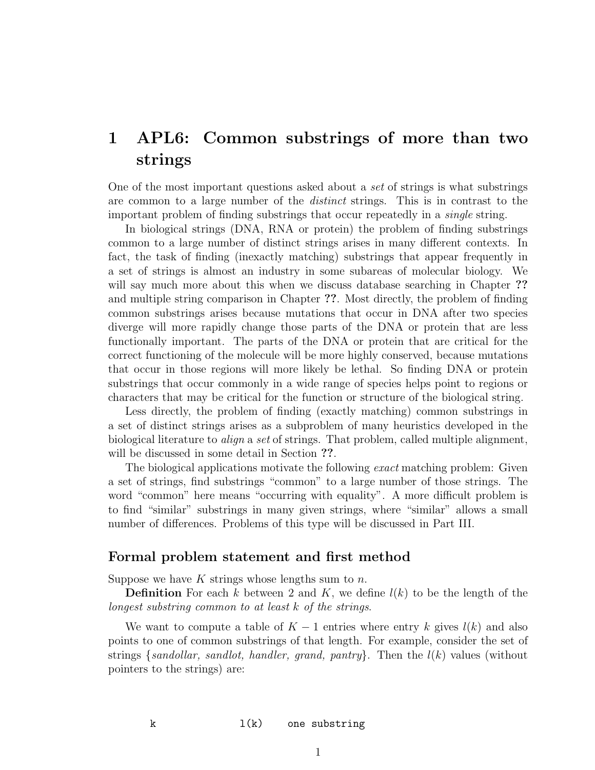# 1 APL6: Common substrings of more than two strings

One of the most important questions asked about a *set* of strings is what substrings are common to a large number of the *distinct* strings. This is in contrast to the important problem of finding substrings that occur repeatedly in a *single* string.

In biological strings (DNA, RNA or protein) the problem of finding substrings common to a large number of distinct strings arises in many different contexts. In fact, the task of finding (inexactly matching) substrings that appear frequently in a set of strings is almost an industry in some subareas of molecular biology. We will say much more about this when we discuss database searching in Chapter **??** and multiple string comparison in Chapter **??**. Most directly, the problem of finding common substrings arises because mutations that occur in DNA after two species diverge will more rapidly change those parts of the DNA or protein that are less functionally important. The parts of the DNA or protein that are critical for the correct functioning of the molecule will be more highly conserved, because mutations that occur in those regions will more likely be lethal. So finding DNA or protein substrings that occur commonly in a wide range of species helps point to regions or characters that may be critical for the function or structure of the biological string.

Less directly, the problem of finding (exactly matching) common substrings in a set of distinct strings arises as a subproblem of many heuristics developed in the biological literature to *align* a *set* of strings. That problem, called multiple alignment, will be discussed in some detail in Section **??**.

The biological applications motivate the following *exact* matching problem: Given a set of strings, find substrings "common" to a large number of those strings. The word "common" here means "occurring with equality". A more difficult problem is to find "similar" substrings in many given strings, where "similar" allows a small number of differences. Problems of this type will be discussed in Part III.

## Formal problem statement and first method

Suppose we have $K$ strings whose lengths sum to $n$.

**Definition** For each $k$ between 2 and $K$, we define $l(k)$ to be the length of the *longest substring common to at least k of the strings*.

We want to compute a table of $K-1$ entries where entry $k$ gives $l(k)$ and also points to one of common substrings of that length. For example, consider the set of strings {*sandollar, sandlot, handler, grand, pantry*}. Then the $l(k)$ values (without pointers to the strings) are:

```
k              l(k)    one substring
```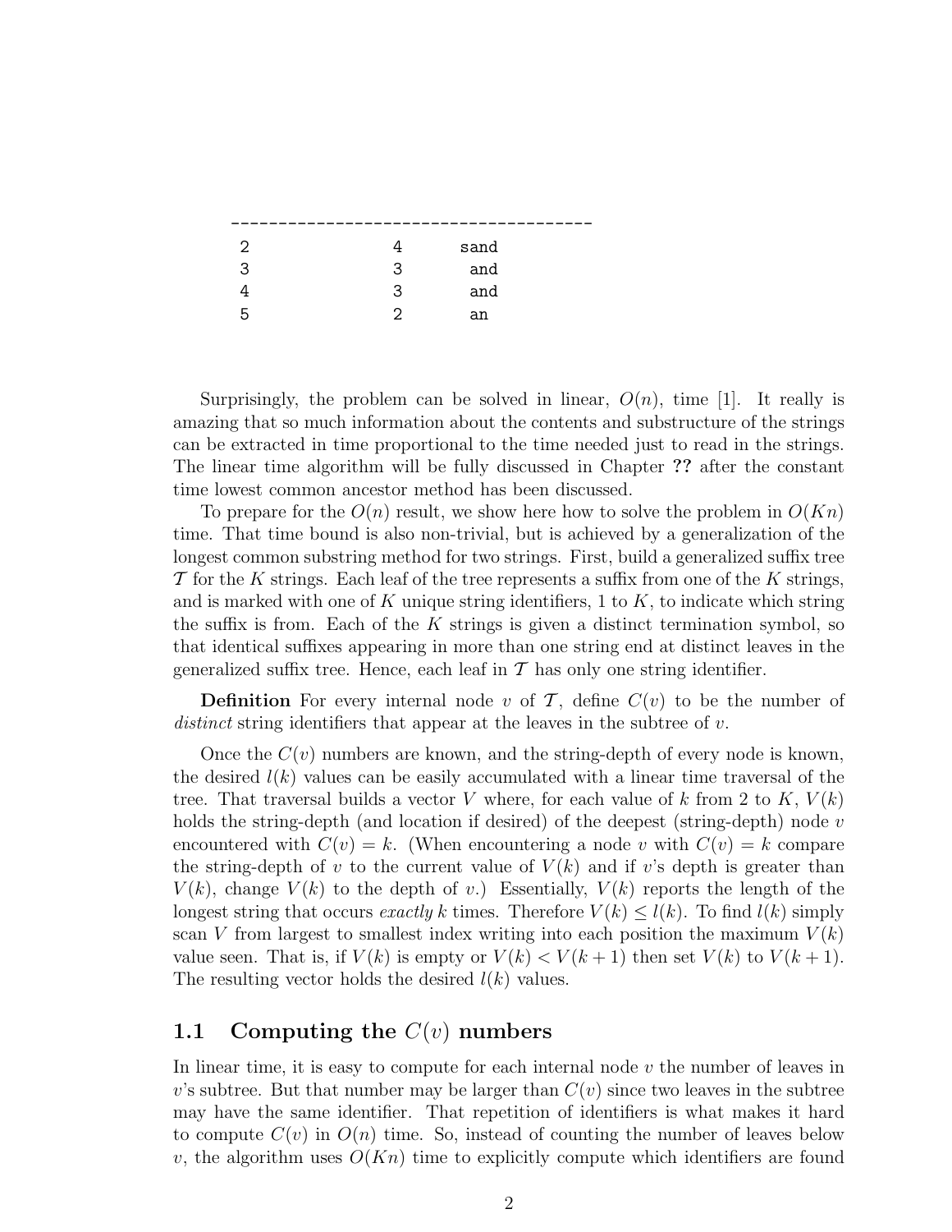```
-------------------------------------
 2              4       sand
 3              3        and
 4              3        and
 5              2        an
```

Surprisingly, the problem can be solved in linear, $O(n)$, time [1]. It really is amazing that so much information about the contents and substructure of the strings can be extracted in time proportional to the time needed just to read in the strings. The linear time algorithm will be fully discussed in Chapter **??** after the constant time lowest common ancestor method has been discussed.

To prepare for the $O(n)$ result, we show here how to solve the problem in $O(Kn)$ time. That time bound is also non-trivial, but is achieved by a generalization of the longest common substring method for two strings. First, build a generalized suffix tree $\mathcal{T}$ for the $K$ strings. Each leaf of the tree represents a suffix from one of the $K$ strings, and is marked with one of $K$ unique string identifiers, 1 to $K$, to indicate which string the suffix is from. Each of the $K$ strings is given a distinct termination symbol, so that identical suffixes appearing in more than one string end at distinct leaves in the generalized suffix tree. Hence, each leaf in $\mathcal{T}$ has only one string identifier.

**Definition** For every internal node $v$ of $\mathcal{T}$, define $C(v)$ to be the number of *distinct* string identifiers that appear at the leaves in the subtree of $v$.

Once the $C(v)$ numbers are known, and the string-depth of every node is known, the desired $l(k)$ values can be easily accumulated with a linear time traversal of the tree. That traversal builds a vector $V$ where, for each value of $k$ from 2 to $K$, $V(k)$ holds the string-depth (and location if desired) of the deepest (string-depth) node $v$ encountered with $C(v) = k$. (When encountering a node $v$ with $C(v) = k$ compare the string-depth of $v$ to the current value of $V(k)$ and if $v$'s depth is greater than $V(k)$, change $V(k)$ to the depth of $v$.) Essentially, $V(k)$ reports the length of the longest string that occurs *exactly* $k$ times. Therefore $V(k) \leq l(k)$. To find $l(k)$ simply scan $V$ from largest to smallest index writing into each position the maximum $V(k)$ value seen. That is, if $V(k)$ is empty or $V(k) < V(k+1)$ then set $V(k)$ to $V(k+1)$. The resulting vector holds the desired $l(k)$ values.

## 1.1 Computing the $C(v)$ numbers

In linear time, it is easy to compute for each internal node $v$ the number of leaves in $v$'s subtree. But that number may be larger than $C(v)$ since two leaves in the subtree may have the same identifier. That repetition of identifiers is what makes it hard to compute $C(v)$ in $O(n)$ time. So, instead of counting the number of leaves below $v$, the algorithm uses $O(Kn)$ time to explicitly compute which identifiers are found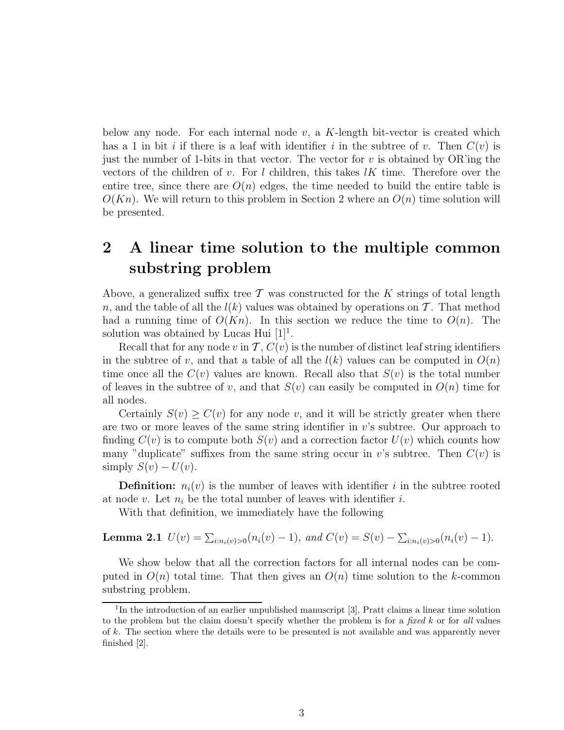below any node. For each internal node $v$, a $K$-length bit-vector is created which has a 1 in bit $i$ if there is a leaf with identifier $i$ in the subtree of $v$. Then $C(v)$ is just the number of 1-bits in that vector. The vector for $v$ is obtained by OR'ing the vectors of the children of $v$. For $l$ children, this takes $lK$ time. Therefore over the entire tree, since there are $O(n)$ edges, the time needed to build the entire table is $O(Kn)$. We will return to this problem in Section 2 where an $O(n)$ time solution will be presented.

## 2 A linear time solution to the multiple common substring problem

Above, a generalized suffix tree $\mathcal{T}$ was constructed for the $K$ strings of total length $n$, and the table of all the $l(k)$ values was obtained by operations on $\mathcal{T}$. That method had a running time of $O(Kn)$. In this section we reduce the time to $O(n)$. The solution was obtained by Lucas Hui [1][1].

Recall that for any node $v$ in $\mathcal{T}$, $C(v)$ is the number of distinct leaf string identifiers in the subtree of $v$, and that a table of all the $l(k)$ values can be computed in $O(n)$ time once all the $C(v)$ values are known. Recall also that $S(v)$ is the total number of leaves in the subtree of $v$, and that $S(v)$ can easily be computed in $O(n)$ time for all nodes.

Certainly $S(v) \geq C(v)$ for any node $v$, and it will be strictly greater when there are two or more leaves of the same string identifier in $v$'s subtree. Our approach to finding $C(v)$ is to compute both $S(v)$ and a correction factor $U(v)$ which counts how many "duplicate" suffixes from the same string occur in $v$'s subtree. Then $C(v)$ is simply $S(v) - U(v)$.

**Definition:** $n_i(v)$ is the number of leaves with identifier $i$ in the subtree rooted at node $v$. Let $n_i$ be the total number of leaves with identifier $i$.

With that definition, we immediately have the following

**Lemma 2.1** *$U(v) = \sum_{i:n_i(v)>0}(n_i(v) - 1)$, and $C(v) = S(v) - \sum_{i:n_i(v)>0}(n_i(v) - 1)$.*

We show below that all the correction factors for all internal nodes can be computed in $O(n)$ total time. That then gives an $O(n)$ time solution to the $k$-common substring problem.

[1] In the introduction of an earlier unpublished manuscript [3], Pratt claims a linear time solution to the problem but the claim doesn't specify whether the problem is for a *fixed* $k$ or for *all* values of $k$. The section where the details were to be presented is not available and was apparently never finished [2].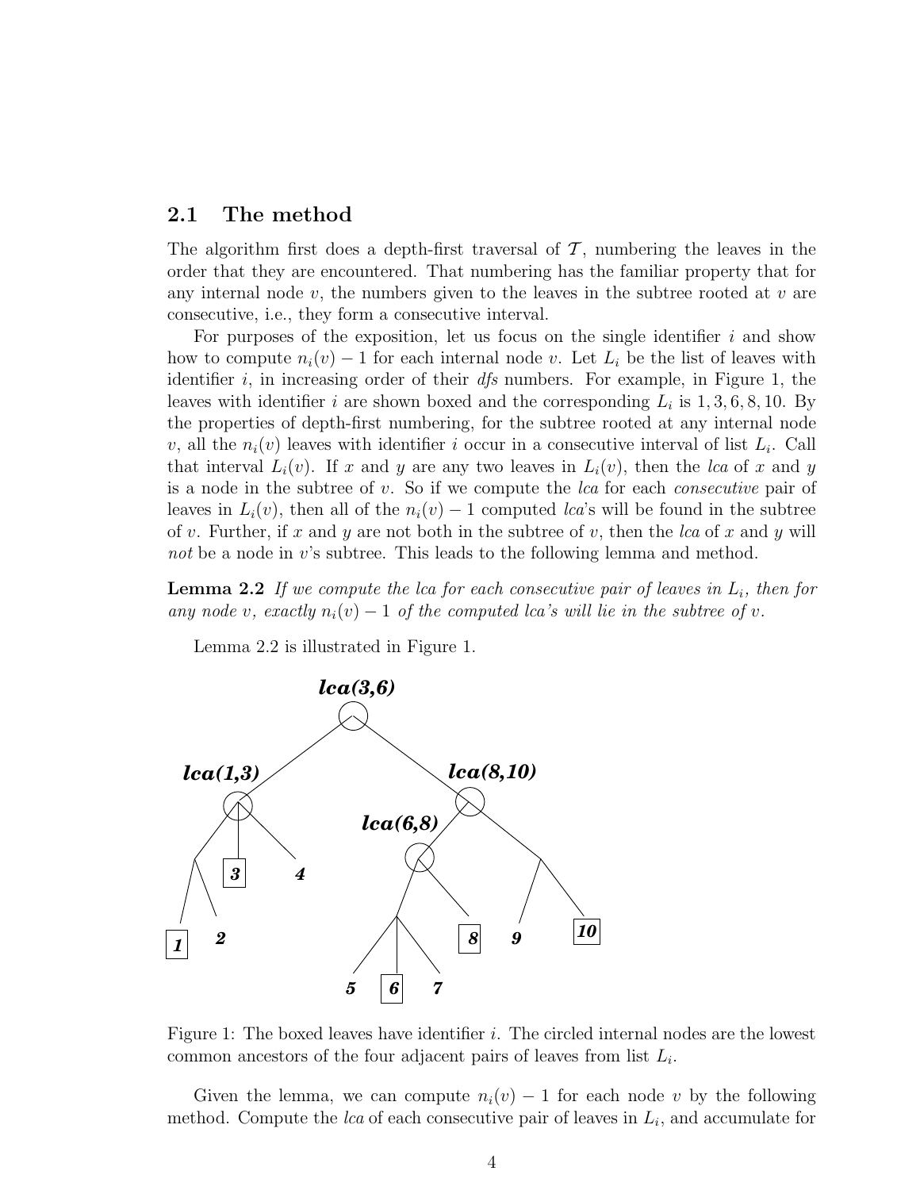## 2.1 The method

The algorithm first does a depth-first traversal of $\mathcal{T}$, numbering the leaves in the order that they are encountered. That numbering has the familiar property that for any internal node $v$, the numbers given to the leaves in the subtree rooted at $v$ are consecutive, i.e., they form a consecutive interval.

For purposes of the exposition, let us focus on the single identifier $i$ and show how to compute $n_i(v) - 1$ for each internal node $v$. Let $L_i$ be the list of leaves with identifier $i$, in increasing order of their *dfs* numbers. For example, in Figure 1, the leaves with identifier $i$ are shown boxed and the corresponding $L_i$ is $1, 3, 6, 8, 10$. By the properties of depth-first numbering, for the subtree rooted at any internal node $v$, all the $n_i(v)$ leaves with identifier $i$ occur in a consecutive interval of list $L_i$. Call that interval $L_i(v)$. If $x$ and $y$ are any two leaves in $L_i(v)$, then the *lca* of $x$ and $y$ is a node in the subtree of $v$. So if we compute the *lca* for each *consecutive* pair of leaves in $L_i(v)$, then all of the $n_i(v) - 1$ computed *lca*'s will be found in the subtree of $v$. Further, if $x$ and $y$ are not both in the subtree of $v$, then the *lca* of $x$ and $y$ will *not* be a node in $v$'s subtree. This leads to the following lemma and method.

**Lemma 2.2** *If we compute the lca for each consecutive pair of leaves in $L_i$, then for any node $v$, exactly $n_i(v) - 1$ of the computed lca's will lie in the subtree of $v$.*

Lemma 2.2 is illustrated in Figure 1.

Figure 1: The boxed leaves have identifier $i$. The circled internal nodes are the lowest common ancestors of the four adjacent pairs of leaves from list $L_i$.

Given the lemma, we can compute $n_i(v) - 1$ for each node $v$ by the following method. Compute the *lca* of each consecutive pair of leaves in $L_i$, and accumulate for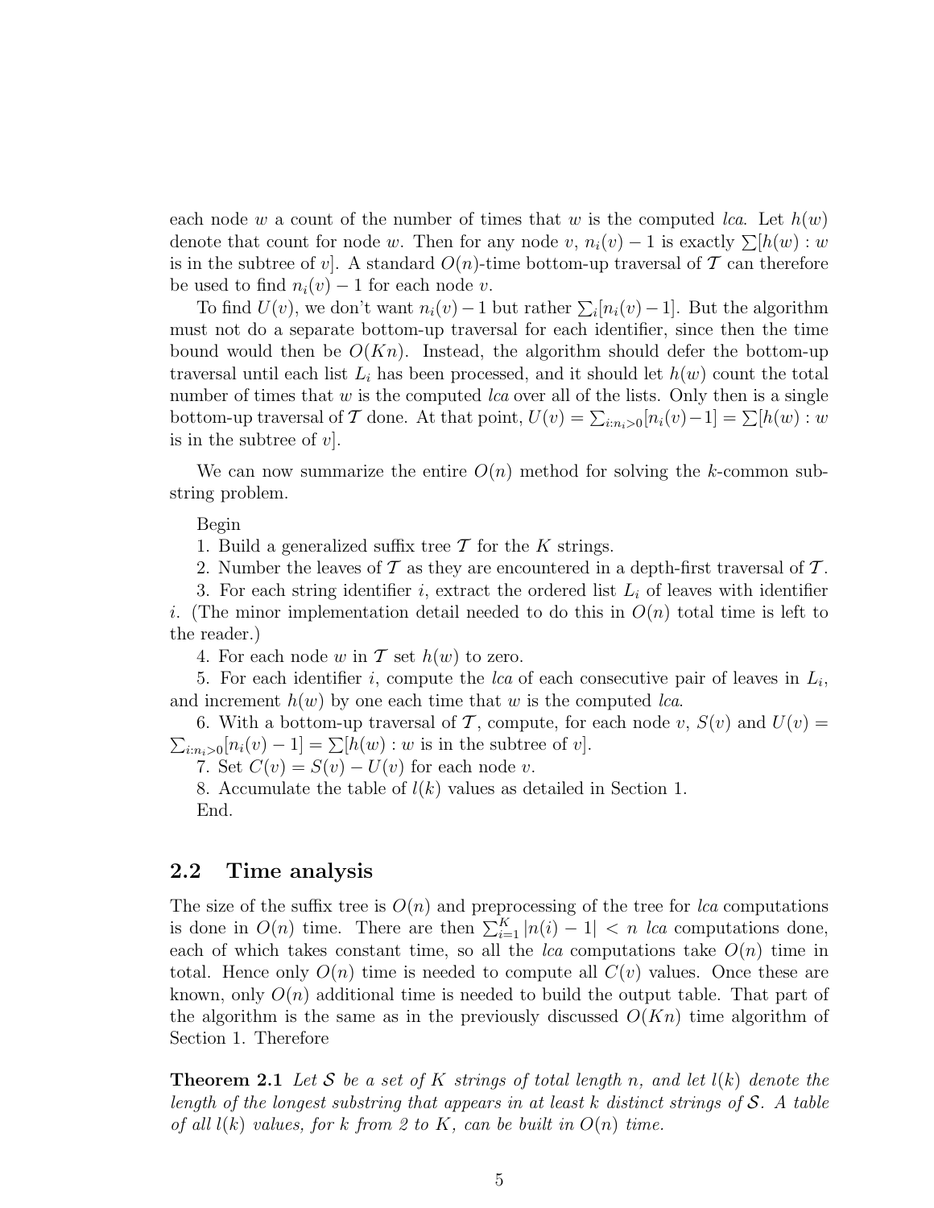each node $w$ a count of the number of times that $w$ is the computed *lca*. Let $h(w)$ denote that count for node $w$. Then for any node $v$, $n_i(v) - 1$ is exactly $\sum[h(w) : w$ is in the subtree of $v]$. A standard $O(n)$-time bottom-up traversal of $\mathcal{T}$ can therefore be used to find $n_i(v) - 1$ for each node $v$.

To find $U(v)$, we don't want $n_i(v) - 1$ but rather $\sum_i [n_i(v) - 1]$. But the algorithm must not do a separate bottom-up traversal for each identifier, since then the time bound would then be $O(Kn)$. Instead, the algorithm should defer the bottom-up traversal until each list $L_i$ has been processed, and it should let $h(w)$ count the total number of times that $w$ is the computed *lca* over all of the lists. Only then is a single bottom-up traversal of $\mathcal{T}$ done. At that point, $U(v) = \sum_{i:n_i>0}[n_i(v) - 1] = \sum[h(w) : w$ is in the subtree of $v]$.

We can now summarize the entire $O(n)$ method for solving the $k$-common substring problem.

Begin

1. Build a generalized suffix tree $\mathcal{T}$ for the $K$ strings.
2. Number the leaves of $\mathcal{T}$ as they are encountered in a depth-first traversal of $\mathcal{T}$.
3. For each string identifier $i$, extract the ordered list $L_i$ of leaves with identifier $i$. (The minor implementation detail needed to do this in $O(n)$ total time is left to the reader.)
4. For each node $w$ in $\mathcal{T}$ set $h(w)$ to zero.
5. For each identifier $i$, compute the *lca* of each consecutive pair of leaves in $L_i$, and increment $h(w)$ by one each time that $w$ is the computed *lca*.
6. With a bottom-up traversal of $\mathcal{T}$, compute, for each node $v$, $S(v)$ and $U(v) = \sum_{i:n_i>0}[n_i(v) - 1] = \sum[h(w) : w$ is in the subtree of $v]$.
7. Set $C(v) = S(v) - U(v)$ for each node $v$.
8. Accumulate the table of $l(k)$ values as detailed in Section 1.

End.

## 2.2 Time analysis

The size of the suffix tree is $O(n)$ and preprocessing of the tree for *lca* computations is done in $O(n)$ time. There are then $\sum_{i=1}^{K} |n(i) - 1| < n$ *lca* computations done, each of which takes constant time, so all the *lca* computations take $O(n)$ time in total. Hence only $O(n)$ time is needed to compute all $C(v)$ values. Once these are known, only $O(n)$ additional time is needed to build the output table. That part of the algorithm is the same as in the previously discussed $O(Kn)$ time algorithm of Section 1. Therefore

**Theorem 2.1** *Let $\mathcal{S}$ be a set of $K$ strings of total length $n$, and let $l(k)$ denote the length of the longest substring that appears in at least $k$ distinct strings of $\mathcal{S}$. A table of all $l(k)$ values, for $k$ from 2 to $K$, can be built in $O(n)$ time.*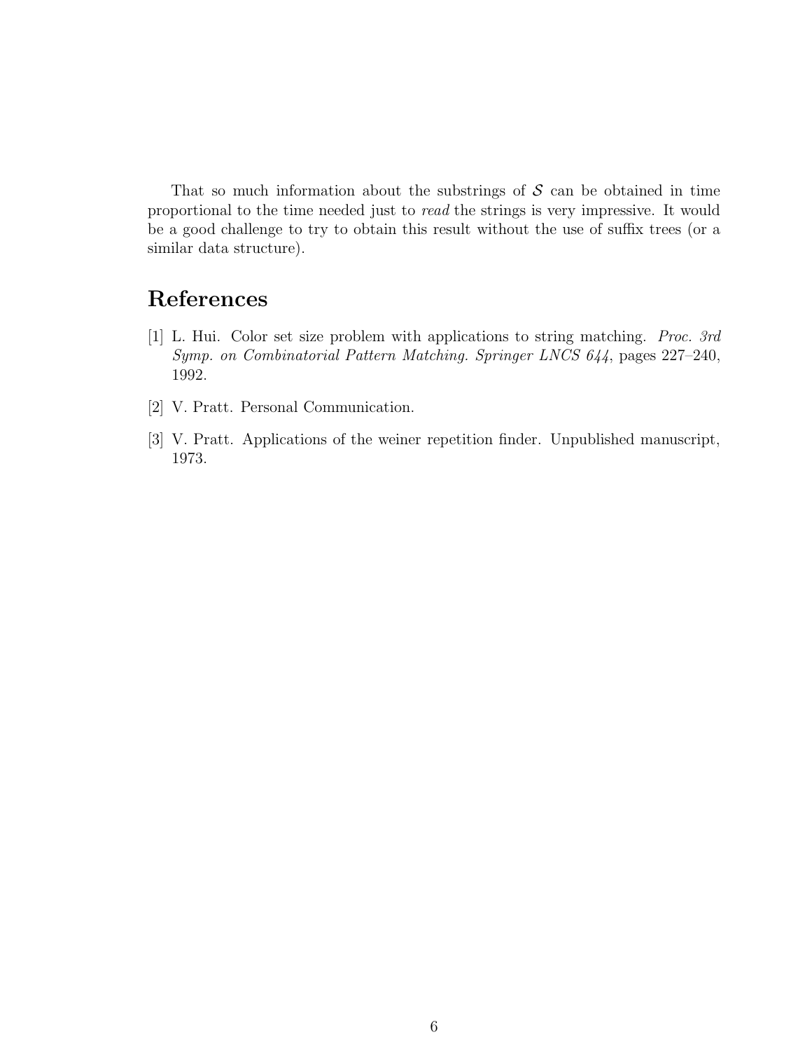That so much information about the substrings of $\mathcal{S}$ can be obtained in time proportional to the time needed just to *read* the strings is very impressive. It would be a good challenge to try to obtain this result without the use of suffix trees (or a similar data structure).

## References

[1] L. Hui. Color set size problem with applications to string matching. *Proc. 3rd Symp. on Combinatorial Pattern Matching. Springer LNCS 644*, pages 227–240, 1992.

[2] V. Pratt. Personal Communication.

[3] V. Pratt. Applications of the weiner repetition finder. Unpublished manuscript, 1973.